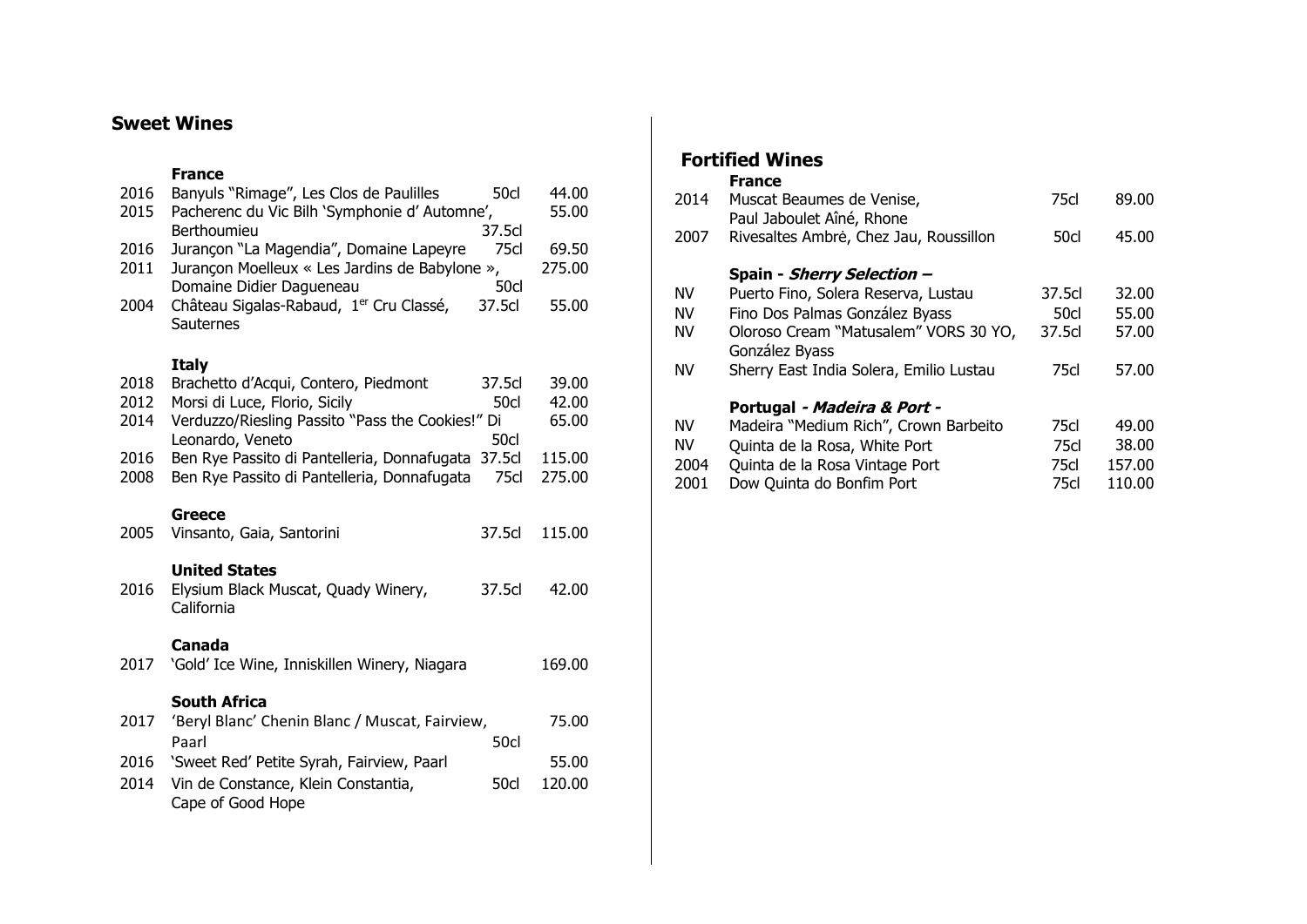## Sweet Wines

### France

| Year | Wine | Size | Price |
|---|---|---|---|
| 2016 | Banyuls "Rimage", Les Clos de Paulilles | 50cl | 44.00 |
| 2015 | Pacherenc du Vic Bilh 'Symphonie d' Automne', Berthoumieu | 37.5cl | 55.00 |
| 2016 | Jurançon "La Magendia", Domaine Lapeyre | 75cl | 69.50 |
| 2011 | Jurançon Moelleux « Les Jardins de Babylone », Domaine Didier Dagueneau | 50cl | 275.00 |
| 2004 | Château Sigalas-Rabaud, 1er Cru Classé, Sauternes | 37.5cl | 55.00 |

### Italy

| Year | Wine | Size | Price |
|---|---|---|---|
| 2018 | Brachetto d'Acqui, Contero, Piedmont | 37.5cl | 39.00 |
| 2012 | Morsi di Luce, Florio, Sicily | 50cl | 42.00 |
| 2014 | Verduzzo/Riesling Passito "Pass the Cookies!" Di Leonardo, Veneto | 50cl | 65.00 |
| 2016 | Ben Rye Passito di Pantelleria, Donnafugata | 37.5cl | 115.00 |
| 2008 | Ben Rye Passito di Pantelleria, Donnafugata | 75cl | 275.00 |

### Greece

| Year | Wine | Size | Price |
|---|---|---|---|
| 2005 | Vinsanto, Gaia, Santorini | 37.5cl | 115.00 |

### United States

| Year | Wine | Size | Price |
|---|---|---|---|
| 2016 | Elysium Black Muscat, Quady Winery, California | 37.5cl | 42.00 |

### Canada

| Year | Wine | Size | Price |
|---|---|---|---|
| 2017 | 'Gold' Ice Wine, Inniskillen Winery, Niagara | | 169.00 |

### South Africa

| Year | Wine | Size | Price |
|---|---|---|---|
| 2017 | 'Beryl Blanc' Chenin Blanc / Muscat, Fairview, Paarl | 50cl | 75.00 |
| 2016 | 'Sweet Red' Petite Syrah, Fairview, Paarl | | 55.00 |
| 2014 | Vin de Constance, Klein Constantia, Cape of Good Hope | 50cl | 120.00 |

## Fortified Wines

### France

| Year | Wine | Size | Price |
|---|---|---|---|
| 2014 | Muscat Beaumes de Venise, Paul Jaboulet Aîné, Rhone | 75cl | 89.00 |
| 2007 | Rivesaltes Ambré, Chez Jau, Roussillon | 50cl | 45.00 |

### Spain - *Sherry Selection –*

| Year | Wine | Size | Price |
|---|---|---|---|
| NV | Puerto Fino, Solera Reserva, Lustau | 37.5cl | 32.00 |
| NV | Fino Dos Palmas González Byass | 50cl | 55.00 |
| NV | Oloroso Cream "Matusalem" VORS 30 YO, González Byass | 37.5cl | 57.00 |
| NV | Sherry East India Solera, Emilio Lustau | 75cl | 57.00 |

### Portugal *- Madeira & Port -*

| Year | Wine | Size | Price |
|---|---|---|---|
| NV | Madeira "Medium Rich", Crown Barbeito | 75cl | 49.00 |
| NV | Quinta de la Rosa, White Port | 75cl | 38.00 |
| 2004 | Quinta de la Rosa Vintage Port | 75cl | 157.00 |
| 2001 | Dow Quinta do Bonfim Port | 75cl | 110.00 |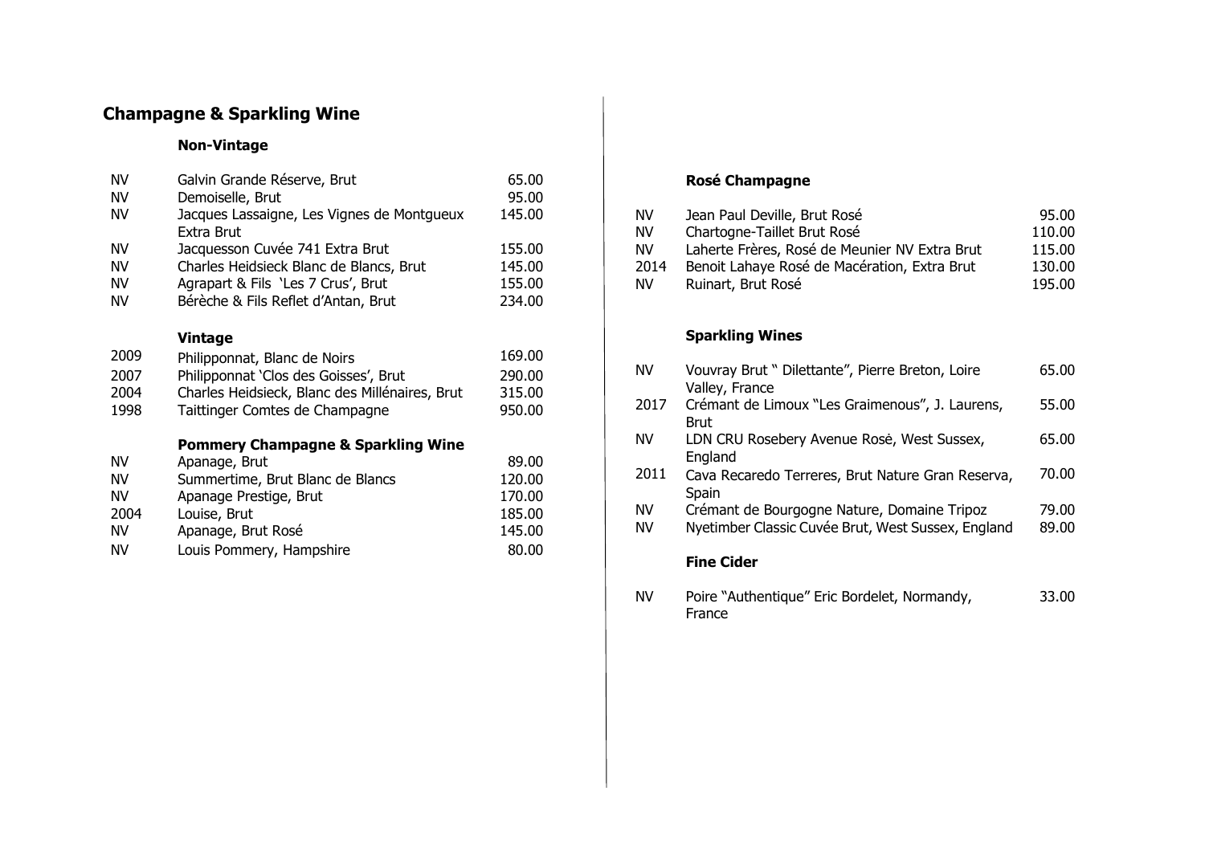## Champagne & Sparkling Wine

### Non-Vintage

| | | |
|---|---|---|
| NV | Galvin Grande Réserve, Brut | 65.00 |
| NV | Demoiselle, Brut | 95.00 |
| NV | Jacques Lassaigne, Les Vignes de Montgueux Extra Brut | 145.00 |
| NV | Jacquesson Cuvée 741 Extra Brut | 155.00 |
| NV | Charles Heidsieck Blanc de Blancs, Brut | 145.00 |
| NV | Agrapart & Fils 'Les 7 Crus', Brut | 155.00 |
| NV | Bérèche & Fils Reflet d'Antan, Brut | 234.00 |

### Vintage

| | | |
|---|---|---|
| 2009 | Philipponnat, Blanc de Noirs | 169.00 |
| 2007 | Philipponnat 'Clos des Goisses', Brut | 290.00 |
| 2004 | Charles Heidsieck, Blanc des Millénaires, Brut | 315.00 |
| 1998 | Taittinger Comtes de Champagne | 950.00 |

### Pommery Champagne & Sparkling Wine

| | | |
|---|---|---|
| NV | Apanage, Brut | 89.00 |
| NV | Summertime, Brut Blanc de Blancs | 120.00 |
| NV | Apanage Prestige, Brut | 170.00 |
| 2004 | Louise, Brut | 185.00 |
| NV | Apanage, Brut Rosé | 145.00 |
| NV | Louis Pommery, Hampshire | 80.00 |

### Rosé Champagne

| | | |
|---|---|---|
| NV | Jean Paul Deville, Brut Rosé | 95.00 |
| NV | Chartogne-Taillet Brut Rosé | 110.00 |
| NV | Laherte Frères, Rosé de Meunier NV Extra Brut | 115.00 |
| 2014 | Benoit Lahaye Rosé de Macération, Extra Brut | 130.00 |
| NV | Ruinart, Brut Rosé | 195.00 |

### Sparkling Wines

| | | |
|---|---|---|
| NV | Vouvray Brut " Dilettante", Pierre Breton, Loire Valley, France | 65.00 |
| 2017 | Crémant de Limoux "Les Graimenous", J. Laurens, Brut | 55.00 |
| NV | LDN CRU Rosebery Avenue Rosė, West Sussex, England | 65.00 |
| 2011 | Cava Recaredo Terreres, Brut Nature Gran Reserva, Spain | 70.00 |
| NV | Crémant de Bourgogne Nature, Domaine Tripoz | 79.00 |
| NV | Nyetimber Classic Cuvée Brut, West Sussex, England | 89.00 |

### Fine Cider

| | | |
|---|---|---|
| NV | Poire "Authentique" Eric Bordelet, Normandy, France | 33.00 |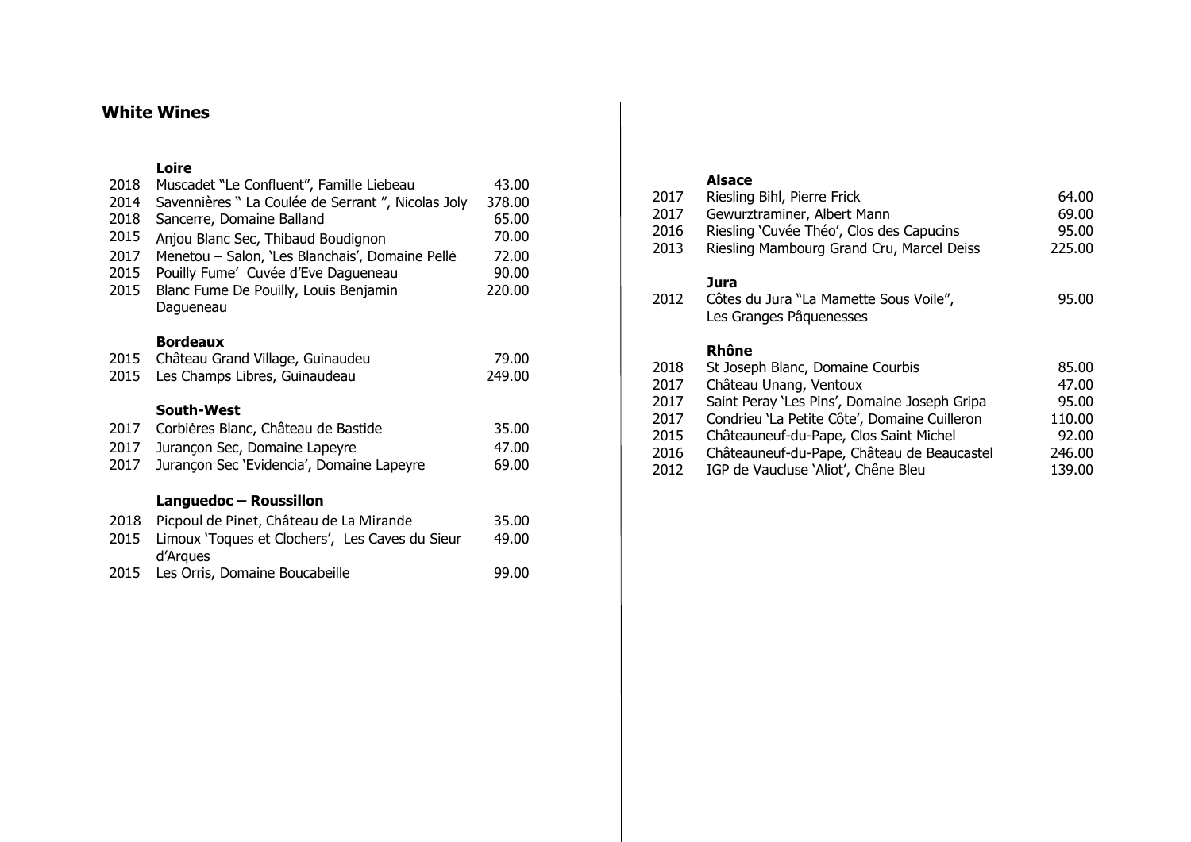## White Wines

### Loire

| Year | Wine | Price |
|---|---|---|
| 2018 | Muscadet “Le Confluent”, Famille Liebeau | 43.00 |
| 2014 | Savennières “ La Coulée de Serrant ”, Nicolas Joly | 378.00 |
| 2018 | Sancerre, Domaine Balland | 65.00 |
| 2015 | Anjou Blanc Sec, Thibaud Boudignon | 70.00 |
| 2017 | Menetou – Salon, ‘Les Blanchais’, Domaine Pellė | 72.00 |
| 2015 | Pouilly Fume’ Cuvée d’Eve Dagueneau | 90.00 |
| 2015 | Blanc Fume De Pouilly, Louis Benjamin Dagueneau | 220.00 |

### Bordeaux

| Year | Wine | Price |
|---|---|---|
| 2015 | Château Grand Village, Guinaudeu | 79.00 |
| 2015 | Les Champs Libres, Guinaudeau | 249.00 |

### South-West

| Year | Wine | Price |
|---|---|---|
| 2017 | Corbières Blanc, Château de Bastide | 35.00 |
| 2017 | Jurançon Sec, Domaine Lapeyre | 47.00 |
| 2017 | Jurançon Sec ‘Evidencia’, Domaine Lapeyre | 69.00 |

### Languedoc – Roussillon

| Year | Wine | Price |
|---|---|---|
| 2018 | Picpoul de Pinet, Château de La Mirande | 35.00 |
| 2015 | Limoux ‘Toques et Clochers’, Les Caves du Sieur d’Arques | 49.00 |
| 2015 | Les Orris, Domaine Boucabeille | 99.00 |

### Alsace

| Year | Wine | Price |
|---|---|---|
| 2017 | Riesling Bihl, Pierre Frick | 64.00 |
| 2017 | Gewurztraminer, Albert Mann | 69.00 |
| 2016 | Riesling ‘Cuvée Théo’, Clos des Capucins | 95.00 |
| 2013 | Riesling Mambourg Grand Cru, Marcel Deiss | 225.00 |

### Jura

| Year | Wine | Price |
|---|---|---|
| 2012 | Côtes du Jura “La Mamette Sous Voile”, Les Granges Pâquenesses | 95.00 |

### Rhône

| Year | Wine | Price |
|---|---|---|
| 2018 | St Joseph Blanc, Domaine Courbis | 85.00 |
| 2017 | Château Unang, Ventoux | 47.00 |
| 2017 | Saint Peray ‘Les Pins’, Domaine Joseph Gripa | 95.00 |
| 2017 | Condrieu ‘La Petite Côte’, Domaine Cuilleron | 110.00 |
| 2015 | Châteauneuf-du-Pape, Clos Saint Michel | 92.00 |
| 2016 | Châteauneuf-du-Pape, Château de Beaucastel | 246.00 |
| 2012 | IGP de Vaucluse ‘Aliot’, Chêne Bleu | 139.00 |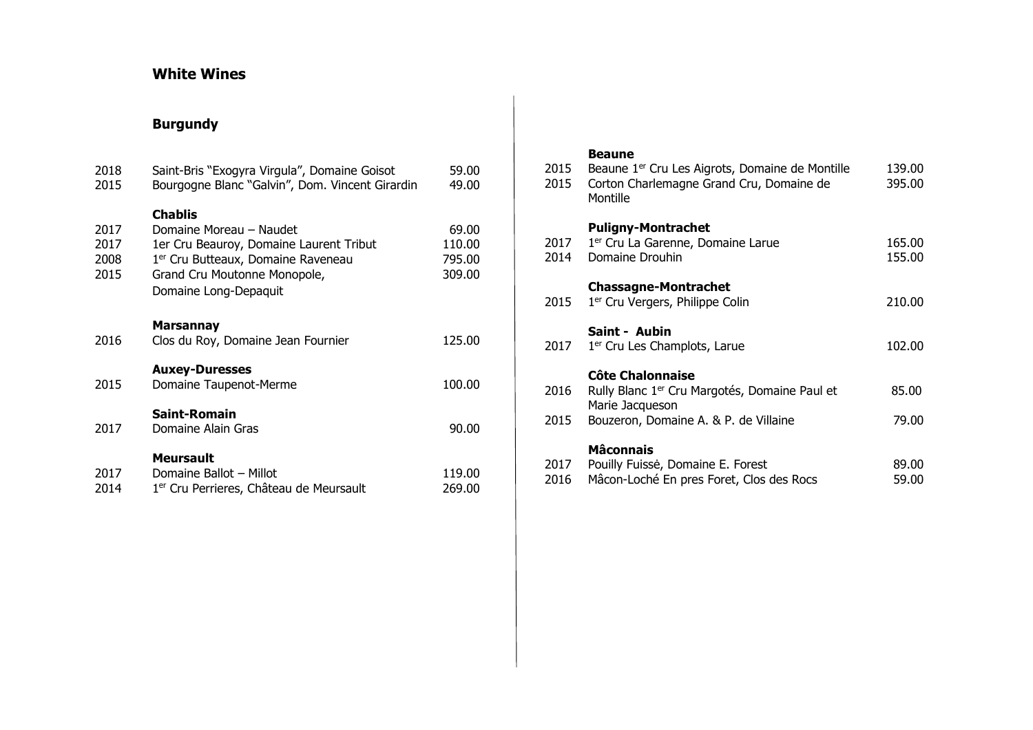# White Wines

## Burgundy

| Year | Wine | Price |
|---|---|---|
| 2018 | Saint-Bris "Exogyra Virgula", Domaine Goisot | 59.00 |
| 2015 | Bourgogne Blanc "Galvin", Dom. Vincent Girardin | 49.00 |

### Chablis

| Year | Wine | Price |
|---|---|---|
| 2017 | Domaine Moreau – Naudet | 69.00 |
| 2017 | 1er Cru Beauroy, Domaine Laurent Tribut | 110.00 |
| 2008 | 1er Cru Butteaux, Domaine Raveneau | 795.00 |
| 2015 | Grand Cru Moutonne Monopole, Domaine Long-Depaquit | 309.00 |

### Marsannay

| Year | Wine | Price |
|---|---|---|
| 2016 | Clos du Roy, Domaine Jean Fournier | 125.00 |

### Auxey-Duresses

| Year | Wine | Price |
|---|---|---|
| 2015 | Domaine Taupenot-Merme | 100.00 |

### Saint-Romain

| Year | Wine | Price |
|---|---|---|
| 2017 | Domaine Alain Gras | 90.00 |

### Meursault

| Year | Wine | Price |
|---|---|---|
| 2017 | Domaine Ballot – Millot | 119.00 |
| 2014 | 1er Cru Perrieres, Château de Meursault | 269.00 |

### Beaune

| Year | Wine | Price |
|---|---|---|
| 2015 | Beaune 1er Cru Les Aigrots, Domaine de Montille | 139.00 |
| 2015 | Corton Charlemagne Grand Cru, Domaine de Montille | 395.00 |

### Puligny-Montrachet

| Year | Wine | Price |
|---|---|---|
| 2017 | 1er Cru La Garenne, Domaine Larue | 165.00 |
| 2014 | Domaine Drouhin | 155.00 |

### Chassagne-Montrachet

| Year | Wine | Price |
|---|---|---|
| 2015 | 1er Cru Vergers, Philippe Colin | 210.00 |

### Saint - Aubin

| Year | Wine | Price |
|---|---|---|
| 2017 | 1er Cru Les Champlots, Larue | 102.00 |

### Côte Chalonnaise

| Year | Wine | Price |
|---|---|---|
| 2016 | Rully Blanc 1er Cru Margotés, Domaine Paul et Marie Jacqueson | 85.00 |
| 2015 | Bouzeron, Domaine A. & P. de Villaine | 79.00 |

### Mâconnais

| Year | Wine | Price |
|---|---|---|
| 2017 | Pouilly Fuissė, Domaine E. Forest | 89.00 |
| 2016 | Mâcon-Loché En pres Foret, Clos des Rocs | 59.00 |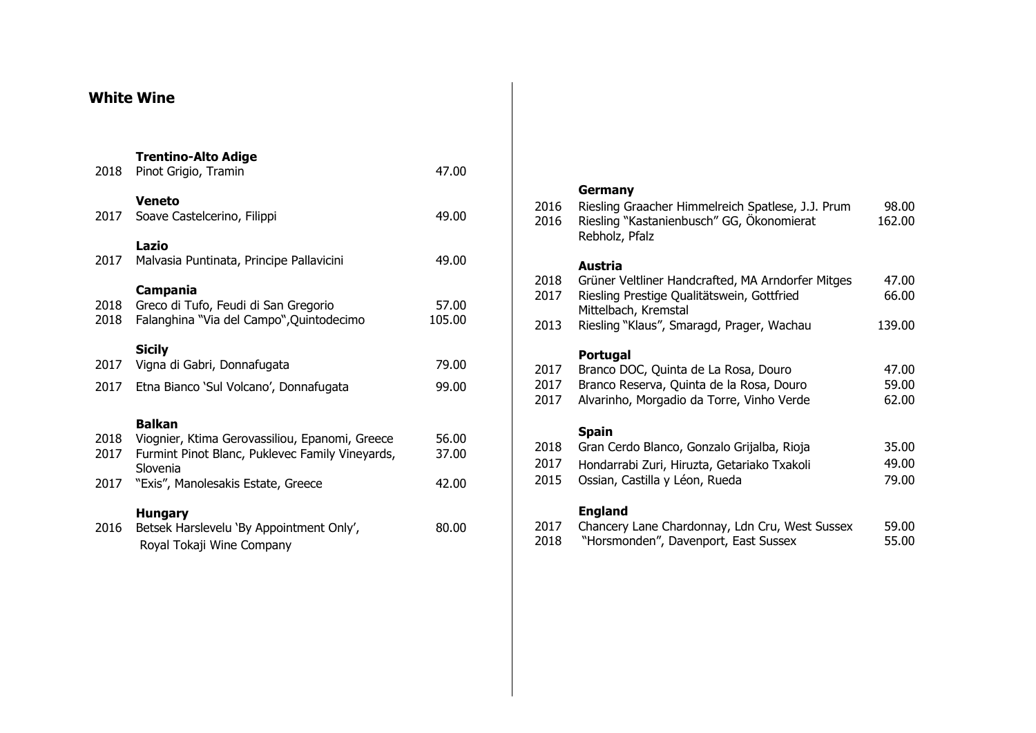# White Wine

### Trentino-Alto Adige

| Year | Wine | Price |
|---|---|---|
| 2018 | Pinot Grigio, Tramin | 47.00 |

### Veneto

| Year | Wine | Price |
|---|---|---|
| 2017 | Soave Castelcerino, Filippi | 49.00 |

### Lazio

| Year | Wine | Price |
|---|---|---|
| 2017 | Malvasia Puntinata, Principe Pallavicini | 49.00 |

### Campania

| Year | Wine | Price |
|---|---|---|
| 2018 | Greco di Tufo, Feudi di San Gregorio | 57.00 |
| 2018 | Falanghina "Via del Campo",Quintodecimo | 105.00 |

### Sicily

| Year | Wine | Price |
|---|---|---|
| 2017 | Vigna di Gabri, Donnafugata | 79.00 |
| 2017 | Etna Bianco 'Sul Volcano', Donnafugata | 99.00 |

### Balkan

| Year | Wine | Price |
|---|---|---|
| 2018 | Viognier, Ktima Gerovassiliou, Epanomi, Greece | 56.00 |
| 2017 | Furmint Pinot Blanc, Puklevec Family Vineyards, Slovenia | 37.00 |
| 2017 | "Exis", Manolesakis Estate, Greece | 42.00 |

### Hungary

| Year | Wine | Price |
|---|---|---|
| 2016 | Betsek Harslevelu 'By Appointment Only', Royal Tokaji Wine Company | 80.00 |

### Germany

| Year | Wine | Price |
|---|---|---|
| 2016 | Riesling Graacher Himmelreich Spatlese, J.J. Prum | 98.00 |
| 2016 | Riesling "Kastanienbusch" GG, Ökonomierat Rebholz, Pfalz | 162.00 |

### Austria

| Year | Wine | Price |
|---|---|---|
| 2018 | Grüner Veltliner Handcrafted, MA Arndorfer Mitges | 47.00 |
| 2017 | Riesling Prestige Qualitätswein, Gottfried Mittelbach, Kremstal | 66.00 |
| 2013 | Riesling "Klaus", Smaragd, Prager, Wachau | 139.00 |

### Portugal

| Year | Wine | Price |
|---|---|---|
| 2017 | Branco DOC, Quinta de La Rosa, Douro | 47.00 |
| 2017 | Branco Reserva, Quinta de la Rosa, Douro | 59.00 |
| 2017 | Alvarinho, Morgadio da Torre, Vinho Verde | 62.00 |

### Spain

| Year | Wine | Price |
|---|---|---|
| 2018 | Gran Cerdo Blanco, Gonzalo Grijalba, Rioja | 35.00 |
| 2017 | Hondarrabi Zuri, Hiruzta, Getariako Txakoli | 49.00 |
| 2015 | Ossian, Castilla y Léon, Rueda | 79.00 |

### England

| Year | Wine | Price |
|---|---|---|
| 2017 | Chancery Lane Chardonnay, Ldn Cru, West Sussex | 59.00 |
| 2018 | "Horsmonden", Davenport, East Sussex | 55.00 |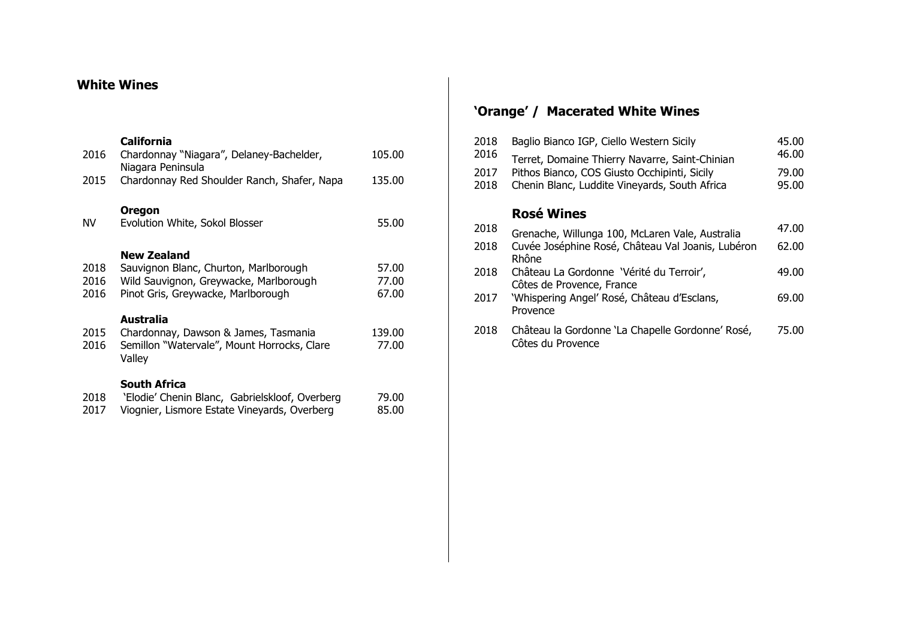## White Wines

### California

| | | |
|---|---|---|
| 2016 | Chardonnay "Niagara", Delaney-Bachelder, Niagara Peninsula | 105.00 |
| 2015 | Chardonnay Red Shoulder Ranch, Shafer, Napa | 135.00 |

### Oregon

| | | |
|---|---|---|
| NV | Evolution White, Sokol Blosser | 55.00 |

### New Zealand

| | | |
|---|---|---|
| 2018 | Sauvignon Blanc, Churton, Marlborough | 57.00 |
| 2016 | Wild Sauvignon, Greywacke, Marlborough | 77.00 |
| 2016 | Pinot Gris, Greywacke, Marlborough | 67.00 |

### Australia

| | | |
|---|---|---|
| 2015 | Chardonnay, Dawson & James, Tasmania | 139.00 |
| 2016 | Semillon "Watervale", Mount Horrocks, Clare Valley | 77.00 |

### South Africa

| | | |
|---|---|---|
| 2018 | 'Elodie' Chenin Blanc, Gabrielskloof, Overberg | 79.00 |
| 2017 | Viognier, Lismore Estate Vineyards, Overberg | 85.00 |

## 'Orange' / Macerated White Wines

| | | |
|---|---|---|
| 2018 | Baglio Bianco IGP, Ciello Western Sicily | 45.00 |
| 2016 | Terret, Domaine Thierry Navarre, Saint-Chinian | 46.00 |
| 2017 | Pithos Bianco, COS Giusto Occhipinti, Sicily | 79.00 |
| 2018 | Chenin Blanc, Luddite Vineyards, South Africa | 95.00 |

## Rosé Wines

| | | |
|---|---|---|
| 2018 | Grenache, Willunga 100, McLaren Vale, Australia | 47.00 |
| 2018 | Cuvée Joséphine Rosé, Château Val Joanis, Lubéron Rhône | 62.00 |
| 2018 | Château La Gordonne 'Vérité du Terroir', Côtes de Provence, France | 49.00 |
| 2017 | 'Whispering Angel' Rosé, Château d'Esclans, Provence | 69.00 |
| 2018 | Château la Gordonne 'La Chapelle Gordonne' Rosé, Côtes du Provence | 75.00 |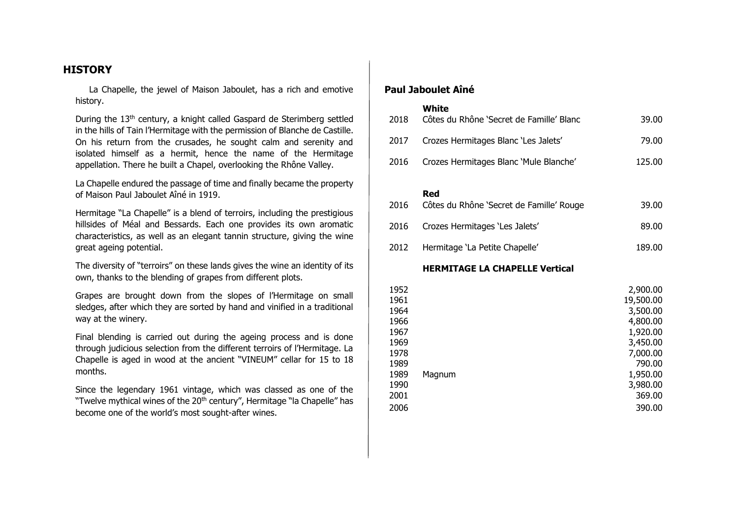## HISTORY

La Chapelle, the jewel of Maison Jaboulet, has a rich and emotive history.

During the 13th century, a knight called Gaspard de Sterimberg settled in the hills of Tain l'Hermitage with the permission of Blanche de Castille. On his return from the crusades, he sought calm and serenity and isolated himself as a hermit, hence the name of the Hermitage appellation. There he built a Chapel, overlooking the Rhône Valley.

La Chapelle endured the passage of time and finally became the property of Maison Paul Jaboulet Aîné in 1919.

Hermitage "La Chapelle" is a blend of terroirs, including the prestigious hillsides of Méal and Bessards. Each one provides its own aromatic characteristics, as well as an elegant tannin structure, giving the wine great ageing potential.

The diversity of "terroirs" on these lands gives the wine an identity of its own, thanks to the blending of grapes from different plots.

Grapes are brought down from the slopes of l'Hermitage on small sledges, after which they are sorted by hand and vinified in a traditional way at the winery.

Final blending is carried out during the ageing process and is done through judicious selection from the different terroirs of l'Hermitage. La Chapelle is aged in wood at the ancient "VINEUM" cellar for 15 to 18 months.

Since the legendary 1961 vintage, which was classed as one of the "Twelve mythical wines of the 20th century", Hermitage "la Chapelle" has become one of the world's most sought-after wines.

### Paul Jaboulet Aîné

**White**

| Year | Wine | Price |
|---|---|---|
| 2018 | Côtes du Rhône 'Secret de Famille' Blanc | 39.00 |
| 2017 | Crozes Hermitages Blanc 'Les Jalets' | 79.00 |
| 2016 | Crozes Hermitages Blanc 'Mule Blanche' | 125.00 |

**Red**

| Year | Wine | Price |
|---|---|---|
| 2016 | Côtes du Rhône 'Secret de Famille' Rouge | 39.00 |
| 2016 | Crozes Hermitages 'Les Jalets' | 89.00 |
| 2012 | Hermitage 'La Petite Chapelle' | 189.00 |

**HERMITAGE LA CHAPELLE Vertical**

| Year | Format | Price |
|---|---|---|
| 1952 | | 2,900.00 |
| 1961 | | 19,500.00 |
| 1964 | | 3,500.00 |
| 1966 | | 4,800.00 |
| 1967 | | 1,920.00 |
| 1969 | | 3,450.00 |
| 1978 | | 7,000.00 |
| 1989 | | 790.00 |
| 1989 | Magnum | 1,950.00 |
| 1990 | | 3,980.00 |
| 2001 | | 369.00 |
| 2006 | | 390.00 |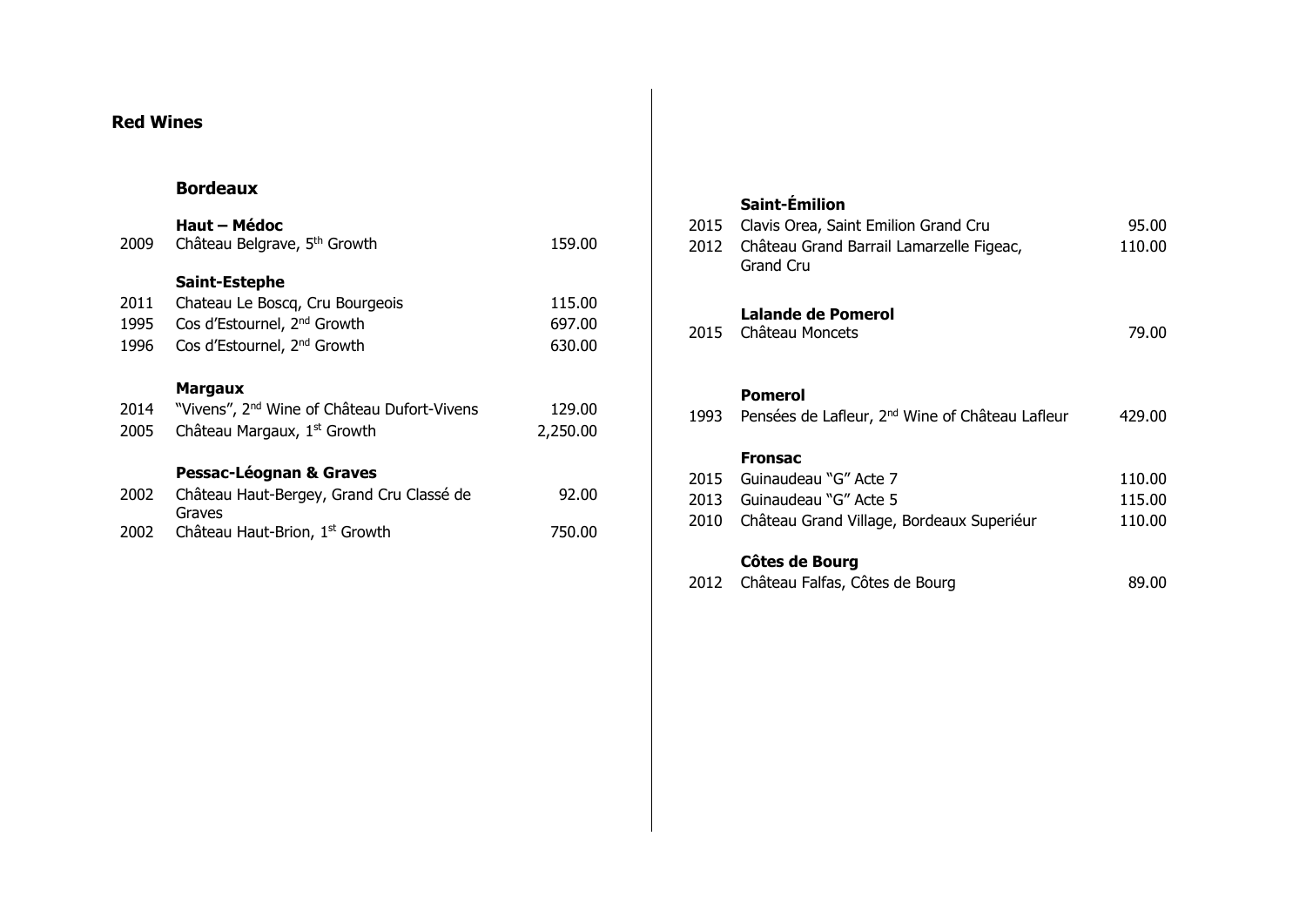# Red Wines

## Bordeaux

### Haut – Médoc

| | | |
|---|---|---|
| 2009 | Château Belgrave, 5th Growth | 159.00 |

### Saint-Estephe

| | | |
|---|---|---|
| 2011 | Chateau Le Boscq, Cru Bourgeois | 115.00 |
| 1995 | Cos d'Estournel, 2nd Growth | 697.00 |
| 1996 | Cos d'Estournel, 2nd Growth | 630.00 |

### Margaux

| | | |
|---|---|---|
| 2014 | "Vivens", 2nd Wine of Château Dufort-Vivens | 129.00 |
| 2005 | Château Margaux, 1st Growth | 2,250.00 |

### Pessac-Léognan & Graves

| | | |
|---|---|---|
| 2002 | Château Haut-Bergey, Grand Cru Classé de Graves | 92.00 |
| 2002 | Château Haut-Brion, 1st Growth | 750.00 |

### Saint-Émilion

| | | |
|---|---|---|
| 2015 | Clavis Orea, Saint Emilion Grand Cru | 95.00 |
| 2012 | Château Grand Barrail Lamarzelle Figeac, Grand Cru | 110.00 |

### Lalande de Pomerol

| | | |
|---|---|---|
| 2015 | Château Moncets | 79.00 |

### Pomerol

| | | |
|---|---|---|
| 1993 | Pensées de Lafleur, 2nd Wine of Château Lafleur | 429.00 |

### Fronsac

| | | |
|---|---|---|
| 2015 | Guinaudeau "G" Acte 7 | 110.00 |
| 2013 | Guinaudeau "G" Acte 5 | 115.00 |
| 2010 | Château Grand Village, Bordeaux Superiéur | 110.00 |

### Côtes de Bourg

| | | |
|---|---|---|
| 2012 | Château Falfas, Côtes de Bourg | 89.00 |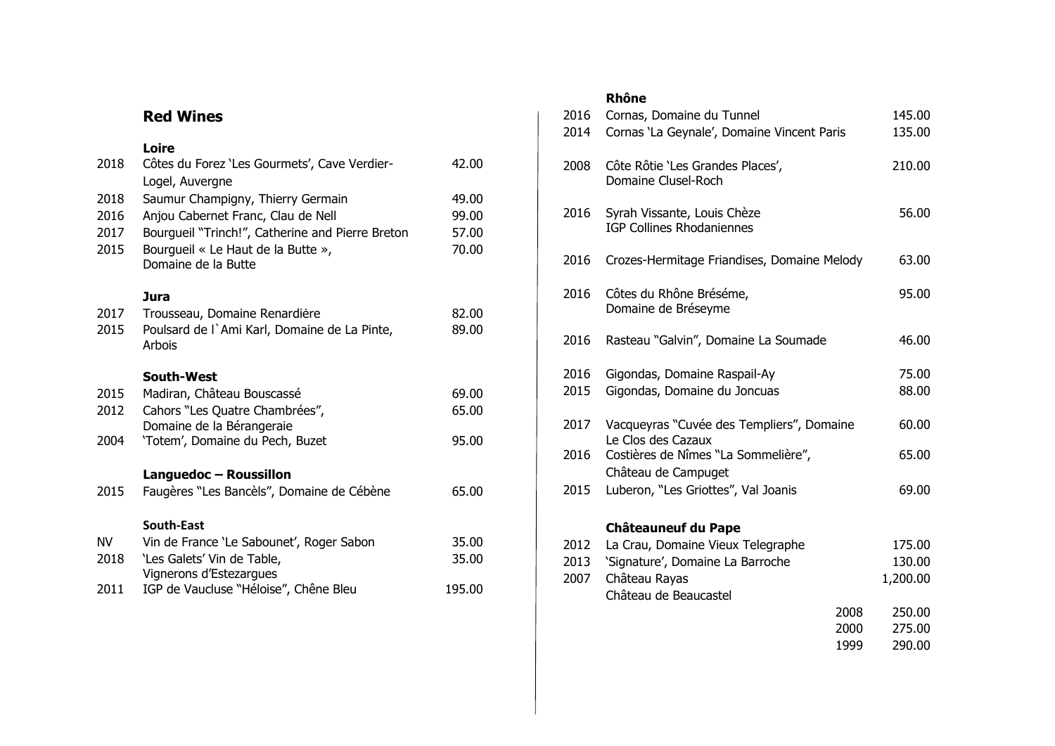## Red Wines

### Loire

| Year | Wine | Price |
|---|---|---|
| 2018 | Côtes du Forez 'Les Gourmets', Cave Verdier-Logel, Auvergne | 42.00 |
| 2018 | Saumur Champigny, Thierry Germain | 49.00 |
| 2016 | Anjou Cabernet Franc, Clau de Nell | 99.00 |
| 2017 | Bourgueil "Trinch!", Catherine and Pierre Breton | 57.00 |
| 2015 | Bourgueil « Le Haut de la Butte », Domaine de la Butte | 70.00 |

### Jura

| Year | Wine | Price |
|---|---|---|
| 2017 | Trousseau, Domaine Renardière | 82.00 |
| 2015 | Poulsard de l`Ami Karl, Domaine de La Pinte, Arbois | 89.00 |

### South-West

| Year | Wine | Price |
|---|---|---|
| 2015 | Madiran, Château Bouscassé | 69.00 |
| 2012 | Cahors "Les Quatre Chambrées", Domaine de la Bérangeraie | 65.00 |
| 2004 | 'Totem', Domaine du Pech, Buzet | 95.00 |

### Languedoc – Roussillon

| Year | Wine | Price |
|---|---|---|
| 2015 | Faugères "Les Bancèls", Domaine de Cébène | 65.00 |

### South-East

| Year | Wine | Price |
|---|---|---|
| NV | Vin de France 'Le Sabounet', Roger Sabon | 35.00 |
| 2018 | 'Les Galets' Vin de Table, Vignerons d'Estezargues | 35.00 |
| 2011 | IGP de Vaucluse "Héloise", Chêne Bleu | 195.00 |

### Rhône

| Year | Wine | Price |
|---|---|---|
| 2016 | Cornas, Domaine du Tunnel | 145.00 |
| 2014 | Cornas 'La Geynale', Domaine Vincent Paris | 135.00 |
| 2008 | Côte Rôtie 'Les Grandes Places', Domaine Clusel-Roch | 210.00 |
| 2016 | Syrah Vissante, Louis Chèze IGP Collines Rhodaniennes | 56.00 |
| 2016 | Crozes-Hermitage Friandises, Domaine Melody | 63.00 |
| 2016 | Côtes du Rhône Bréséme, Domaine de Bréseyme | 95.00 |
| 2016 | Rasteau "Galvin", Domaine La Soumade | 46.00 |
| 2016 | Gigondas, Domaine Raspail-Ay | 75.00 |
| 2015 | Gigondas, Domaine du Joncuas | 88.00 |
| 2017 | Vacqueyras "Cuvée des Templiers", Domaine Le Clos des Cazaux | 60.00 |
| 2016 | Costières de Nîmes "La Sommelière", Château de Campuget | 65.00 |
| 2015 | Luberon, "Les Griottes", Val Joanis | 69.00 |

### Châteauneuf du Pape

| Year | Wine | Price |
|---|---|---|
| 2012 | La Crau, Domaine Vieux Telegraphe | 175.00 |
| 2013 | 'Signature', Domaine La Barroche | 130.00 |
| 2007 | Château Rayas | 1,200.00 |
| | Château de Beaucastel 2008 | 250.00 |
| | Château de Beaucastel 2000 | 275.00 |
| | Château de Beaucastel 1999 | 290.00 |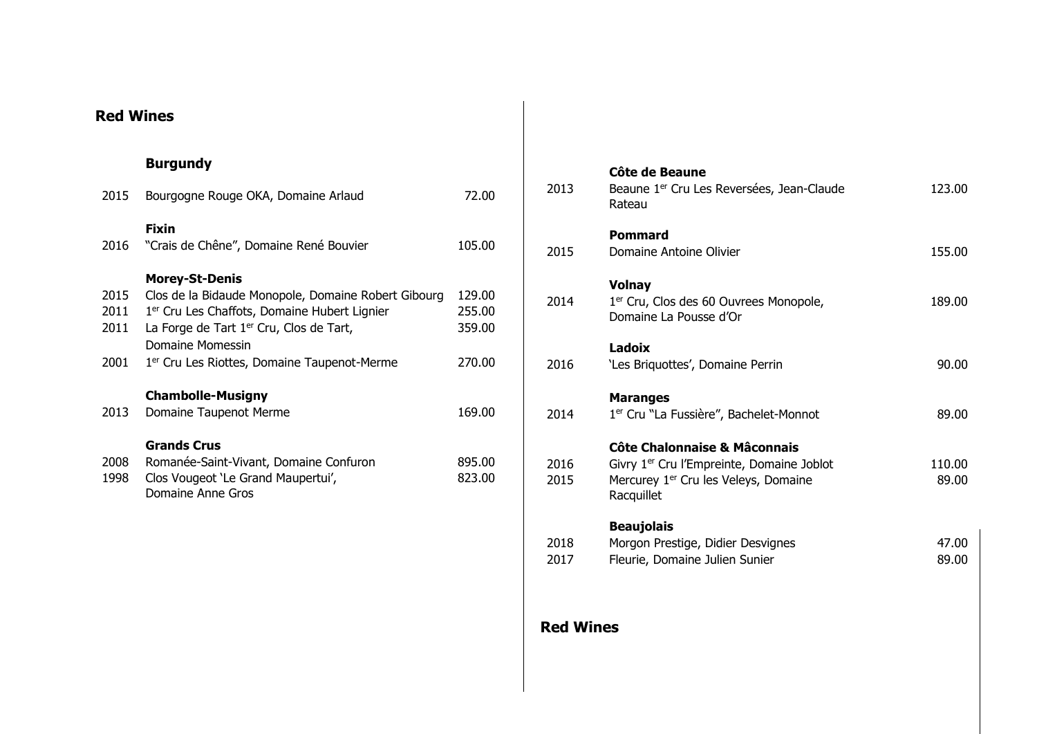## Red Wines

### Burgundy

| | | |
|---|---|---|
| 2015 | Bourgogne Rouge OKA, Domaine Arlaud | 72.00 |

**Fixin**

| | | |
|---|---|---|
| 2016 | "Crais de Chêne", Domaine René Bouvier | 105.00 |

**Morey-St-Denis**

| | | |
|---|---|---|
| 2015 | Clos de la Bidaude Monopole, Domaine Robert Gibourg | 129.00 |
| 2011 | 1er Cru Les Chaffots, Domaine Hubert Lignier | 255.00 |
| 2011 | La Forge de Tart 1er Cru, Clos de Tart, Domaine Momessin | 359.00 |
| 2001 | 1er Cru Les Riottes, Domaine Taupenot-Merme | 270.00 |

**Chambolle-Musigny**

| | | |
|---|---|---|
| 2013 | Domaine Taupenot Merme | 169.00 |

**Grands Crus**

| | | |
|---|---|---|
| 2008 | Romanée-Saint-Vivant, Domaine Confuron | 895.00 |
| 1998 | Clos Vougeot 'Le Grand Maupertui', Domaine Anne Gros | 823.00 |

**Côte de Beaune**

| | | |
|---|---|---|
| 2013 | Beaune 1er Cru Les Reversées, Jean-Claude Rateau | 123.00 |

**Pommard**

| | | |
|---|---|---|
| 2015 | Domaine Antoine Olivier | 155.00 |

**Volnay**

| | | |
|---|---|---|
| 2014 | 1er Cru, Clos des 60 Ouvrees Monopole, Domaine La Pousse d'Or | 189.00 |

**Ladoix**

| | | |
|---|---|---|
| 2016 | 'Les Briquottes', Domaine Perrin | 90.00 |

**Maranges**

| | | |
|---|---|---|
| 2014 | 1er Cru "La Fussière", Bachelet-Monnot | 89.00 |

**Côte Chalonnaise & Mâconnais**

| | | |
|---|---|---|
| 2016 | Givry 1er Cru l'Empreinte, Domaine Joblot | 110.00 |
| 2015 | Mercurey 1er Cru les Veleys, Domaine Racquillet | 89.00 |

**Beaujolais**

| | | |
|---|---|---|
| 2018 | Morgon Prestige, Didier Desvignes | 47.00 |
| 2017 | Fleurie, Domaine Julien Sunier | 89.00 |

## Red Wines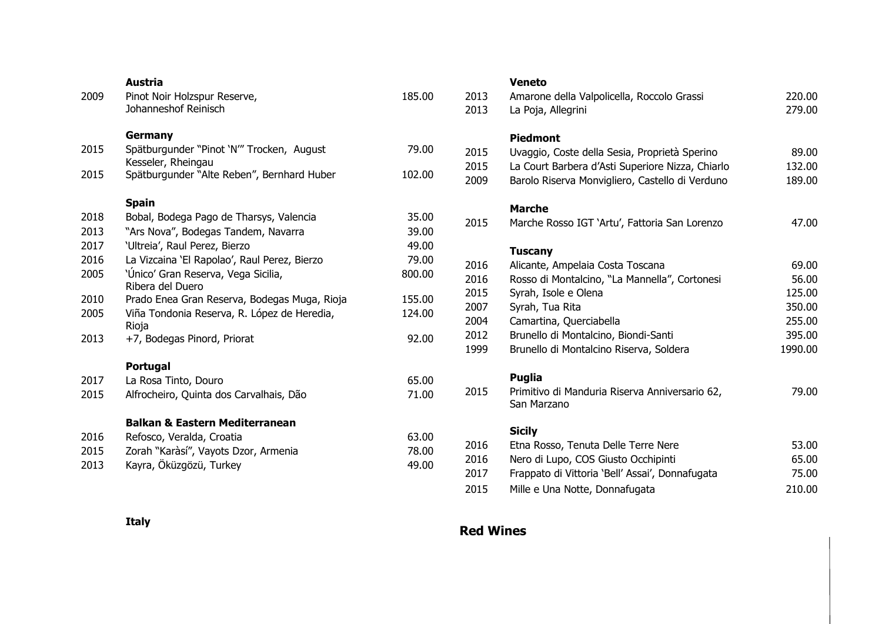## Red Wines

### Austria

| Vintage | Wine | Price |
|---|---|---|
| 2009 | Pinot Noir Holzspur Reserve, Johanneshof Reinisch | 185.00 |

### Germany

| Vintage | Wine | Price |
|---|---|---|
| 2015 | Spätburgunder "Pinot 'N'" Trocken, August Kesseler, Rheingau | 79.00 |
| 2015 | Spätburgunder "Alte Reben", Bernhard Huber | 102.00 |

### Spain

| Vintage | Wine | Price |
|---|---|---|
| 2018 | Bobal, Bodega Pago de Tharsys, Valencia | 35.00 |
| 2013 | "Ars Nova", Bodegas Tandem, Navarra | 39.00 |
| 2017 | 'Ultreia', Raul Perez, Bierzo | 49.00 |
| 2016 | La Vizcaina 'El Rapolao', Raul Perez, Bierzo | 79.00 |
| 2005 | 'Único' Gran Reserva, Vega Sicilia, Ribera del Duero | 800.00 |
| 2010 | Prado Enea Gran Reserva, Bodegas Muga, Rioja | 155.00 |
| 2005 | Viña Tondonia Reserva, R. López de Heredia, Rioja | 124.00 |
| 2013 | +7, Bodegas Pinord, Priorat | 92.00 |

### Portugal

| Vintage | Wine | Price |
|---|---|---|
| 2017 | La Rosa Tinto, Douro | 65.00 |
| 2015 | Alfrocheiro, Quinta dos Carvalhais, Dão | 71.00 |

### Balkan & Eastern Mediterranean

| Vintage | Wine | Price |
|---|---|---|
| 2016 | Refosco, Veralda, Croatia | 63.00 |
| 2015 | Zorah "Karàsí", Vayots Dzor, Armenia | 78.00 |
| 2013 | Kayra, Öküzgözü, Turkey | 49.00 |

### Italy

#### Veneto

| Vintage | Wine | Price |
|---|---|---|
| 2013 | Amarone della Valpolicella, Roccolo Grassi | 220.00 |
| 2013 | La Poja, Allegrini | 279.00 |

#### Piedmont

| Vintage | Wine | Price |
|---|---|---|
| 2015 | Uvaggio, Coste della Sesia, Proprietà Sperino | 89.00 |
| 2015 | La Court Barbera d'Asti Superiore Nizza, Chiarlo | 132.00 |
| 2009 | Barolo Riserva Monvigliero, Castello di Verduno | 189.00 |

#### Marche

| Vintage | Wine | Price |
|---|---|---|
| 2015 | Marche Rosso IGT 'Artu', Fattoria San Lorenzo | 47.00 |

#### Tuscany

| Vintage | Wine | Price |
|---|---|---|
| 2016 | Alicante, Ampelaia Costa Toscana | 69.00 |
| 2016 | Rosso di Montalcino, "La Mannella", Cortonesi | 56.00 |
| 2015 | Syrah, Isole e Olena | 125.00 |
| 2007 | Syrah, Tua Rita | 350.00 |
| 2004 | Camartina, Querciabella | 255.00 |
| 2012 | Brunello di Montalcino, Biondi-Santi | 395.00 |
| 1999 | Brunello di Montalcino Riserva, Soldera | 1990.00 |

#### Puglia

| Vintage | Wine | Price |
|---|---|---|
| 2015 | Primitivo di Manduria Riserva Anniversario 62, San Marzano | 79.00 |

#### Sicily

| Vintage | Wine | Price |
|---|---|---|
| 2016 | Etna Rosso, Tenuta Delle Terre Nere | 53.00 |
| 2016 | Nero di Lupo, COS Giusto Occhipinti | 65.00 |
| 2017 | Frappato di Vittoria 'Bell' Assai', Donnafugata | 75.00 |
| 2015 | Mille e Una Notte, Donnafugata | 210.00 |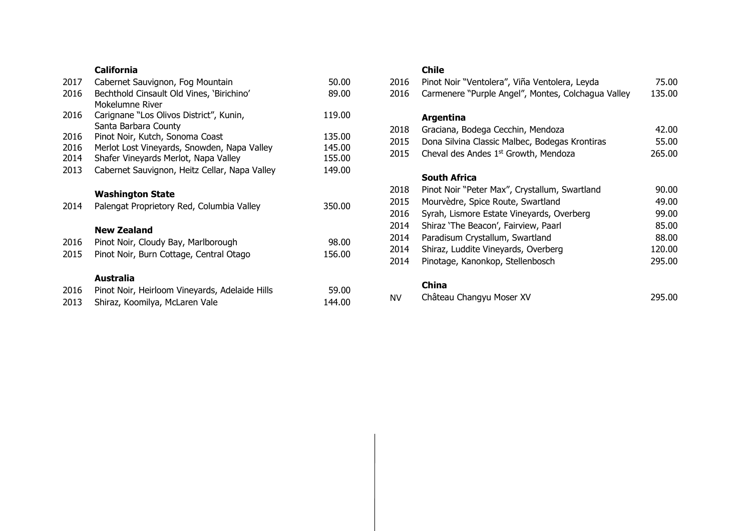## California

| | | |
|---|---|---|
| 2017 | Cabernet Sauvignon, Fog Mountain | 50.00 |
| 2016 | Bechthold Cinsault Old Vines, 'Birichino' Mokelumne River | 89.00 |
| 2016 | Carignane "Los Olivos District", Kunin, Santa Barbara County | 119.00 |
| 2016 | Pinot Noir, Kutch, Sonoma Coast | 135.00 |
| 2016 | Merlot Lost Vineyards, Snowden, Napa Valley | 145.00 |
| 2014 | Shafer Vineyards Merlot, Napa Valley | 155.00 |
| 2013 | Cabernet Sauvignon, Heitz Cellar, Napa Valley | 149.00 |

## Washington State

| | | |
|---|---|---|
| 2014 | Palengat Proprietory Red, Columbia Valley | 350.00 |

## New Zealand

| | | |
|---|---|---|
| 2016 | Pinot Noir, Cloudy Bay, Marlborough | 98.00 |
| 2015 | Pinot Noir, Burn Cottage, Central Otago | 156.00 |

## Australia

| | | |
|---|---|---|
| 2016 | Pinot Noir, Heirloom Vineyards, Adelaide Hills | 59.00 |
| 2013 | Shiraz, Koomilya, McLaren Vale | 144.00 |

## Chile

| | | |
|---|---|---|
| 2016 | Pinot Noir "Ventolera", Viña Ventolera, Leyda | 75.00 |
| 2016 | Carmenere "Purple Angel", Montes, Colchagua Valley | 135.00 |

## Argentina

| | | |
|---|---|---|
| 2018 | Graciana, Bodega Cecchin, Mendoza | 42.00 |
| 2015 | Dona Silvina Classic Malbec, Bodegas Krontiras | 55.00 |
| 2015 | Cheval des Andes 1st Growth, Mendoza | 265.00 |

## South Africa

| | | |
|---|---|---|
| 2018 | Pinot Noir "Peter Max", Crystallum, Swartland | 90.00 |
| 2015 | Mourvèdre, Spice Route, Swartland | 49.00 |
| 2016 | Syrah, Lismore Estate Vineyards, Overberg | 99.00 |
| 2014 | Shiraz 'The Beacon', Fairview, Paarl | 85.00 |
| 2014 | Paradisum Crystallum, Swartland | 88.00 |
| 2014 | Shiraz, Luddite Vineyards, Overberg | 120.00 |
| 2014 | Pinotage, Kanonkop, Stellenbosch | 295.00 |

## China

| | | |
|---|---|---|
| NV | Château Changyu Moser XV | 295.00 |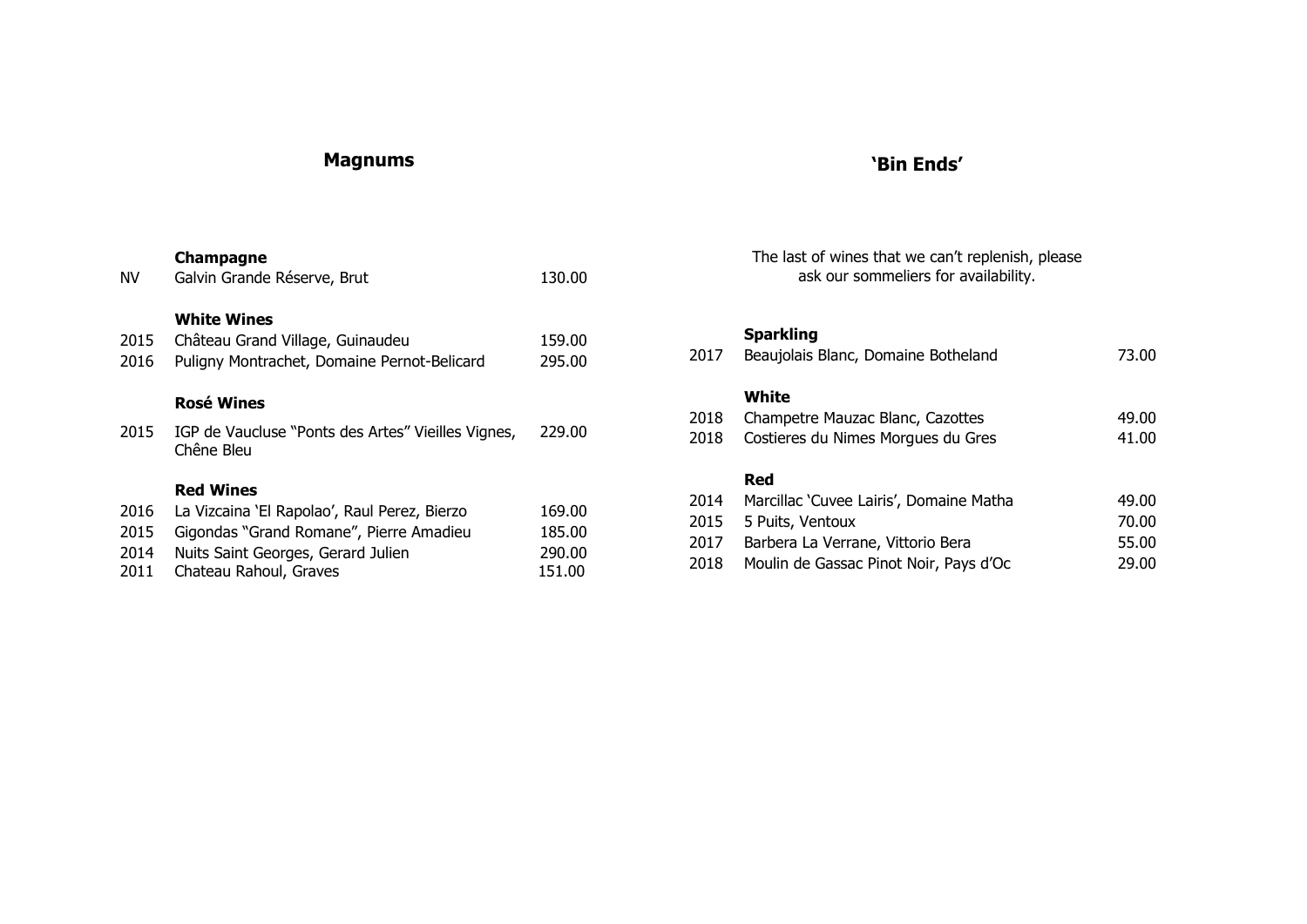## Magnums

### Champagne

| | | |
|---|---|---|
| NV | Galvin Grande Réserve, Brut | 130.00 |

### White Wines

| | | |
|---|---|---|
| 2015 | Château Grand Village, Guinaudeu | 159.00 |
| 2016 | Puligny Montrachet, Domaine Pernot-Belicard | 295.00 |

### Rosé Wines

| | | |
|---|---|---|
| 2015 | IGP de Vaucluse "Ponts des Artes" Vieilles Vignes, Chêne Bleu | 229.00 |

### Red Wines

| | | |
|---|---|---|
| 2016 | La Vizcaina 'El Rapolao', Raul Perez, Bierzo | 169.00 |
| 2015 | Gigondas "Grand Romane", Pierre Amadieu | 185.00 |
| 2014 | Nuits Saint Georges, Gerard Julien | 290.00 |
| 2011 | Chateau Rahoul, Graves | 151.00 |

## 'Bin Ends'

The last of wines that we can't replenish, please ask our sommeliers for availability.

### Sparkling

| | | |
|---|---|---|
| 2017 | Beaujolais Blanc, Domaine Botheland | 73.00 |

### White

| | | |
|---|---|---|
| 2018 | Champetre Mauzac Blanc, Cazottes | 49.00 |
| 2018 | Costieres du Nimes Morgues du Gres | 41.00 |

### Red

| | | |
|---|---|---|
| 2014 | Marcillac 'Cuvee Lairis', Domaine Matha | 49.00 |
| 2015 | 5 Puits, Ventoux | 70.00 |
| 2017 | Barbera La Verrane, Vittorio Bera | 55.00 |
| 2018 | Moulin de Gassac Pinot Noir, Pays d'Oc | 29.00 |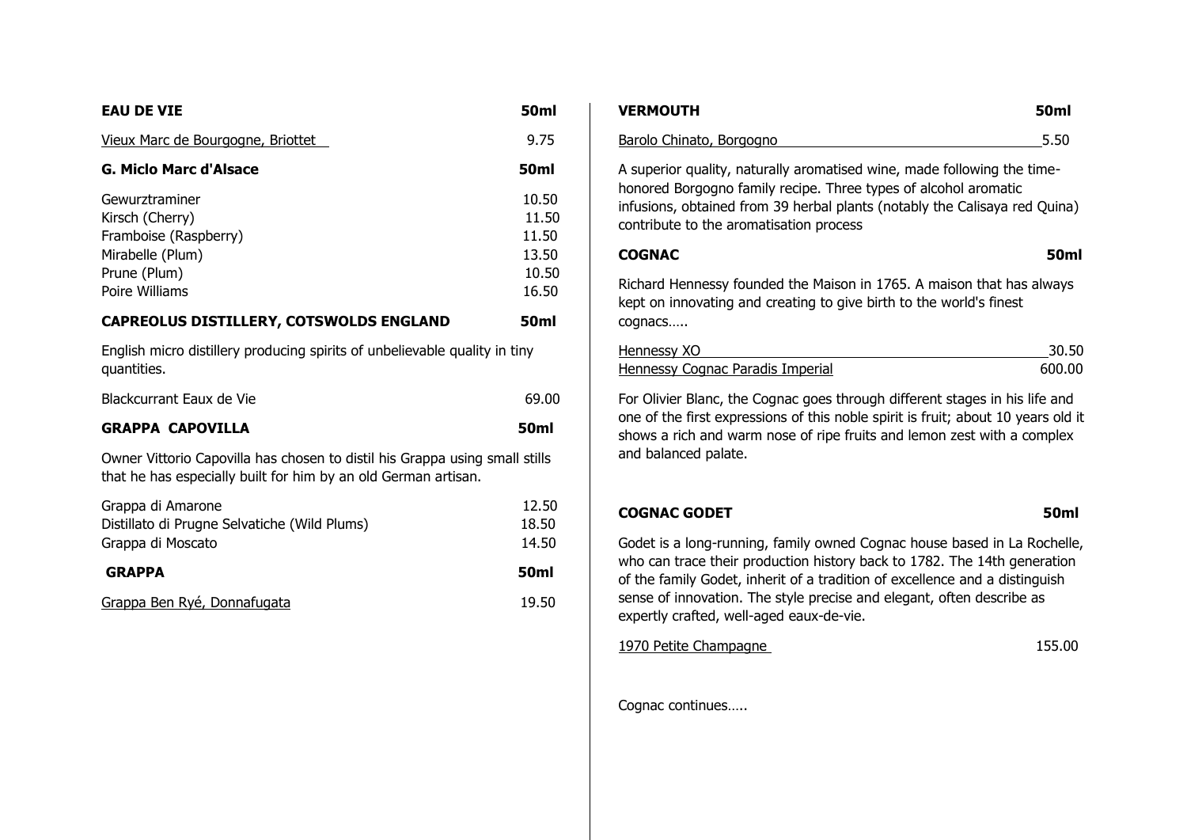## EAU DE VIE — 50ml

| Item | Price |
| --- | --- |
| Vieux Marc de Bourgogne, Briottet | 9.75 |

## G. Miclo Marc d'Alsace — 50ml

| Item | Price |
| --- | --- |
| Gewurztraminer | 10.50 |
| Kirsch (Cherry) | 11.50 |
| Framboise (Raspberry) | 11.50 |
| Mirabelle (Plum) | 13.50 |
| Prune (Plum) | 10.50 |
| Poire Williams | 16.50 |

## CAPREOLUS DISTILLERY, COTSWOLDS ENGLAND — 50ml

English micro distillery producing spirits of unbelievable quality in tiny quantities.

| Item | Price |
| --- | --- |
| Blackcurrant Eaux de Vie | 69.00 |

## GRAPPA CAPOVILLA — 50ml

Owner Vittorio Capovilla has chosen to distil his Grappa using small stills that he has especially built for him by an old German artisan.

| Item | Price |
| --- | --- |
| Grappa di Amarone | 12.50 |
| Distillato di Prugne Selvatiche (Wild Plums) | 18.50 |
| Grappa di Moscato | 14.50 |

## GRAPPA — 50ml

| Item | Price |
| --- | --- |
| Grappa Ben Ryé, Donnafugata | 19.50 |

## VERMOUTH — 50ml

| Item | Price |
| --- | --- |
| Barolo Chinato, Borgogno | 5.50 |

A superior quality, naturally aromatised wine, made following the time-honored Borgogno family recipe. Three types of alcohol aromatic infusions, obtained from 39 herbal plants (notably the Calisaya red Quina) contribute to the aromatisation process

## COGNAC — 50ml

Richard Hennessy founded the Maison in 1765. A maison that has always kept on innovating and creating to give birth to the world's finest cognacs…..

| Item | Price |
| --- | --- |
| Hennessy XO | 30.50 |
| Hennessy Cognac Paradis Imperial | 600.00 |

For Olivier Blanc, the Cognac goes through different stages in his life and one of the first expressions of this noble spirit is fruit; about 10 years old it shows a rich and warm nose of ripe fruits and lemon zest with a complex and balanced palate.

## COGNAC GODET — 50ml

Godet is a long-running, family owned Cognac house based in La Rochelle, who can trace their production history back to 1782. The 14th generation of the family Godet, inherit of a tradition of excellence and a distinguish sense of innovation. The style precise and elegant, often describe as expertly crafted, well-aged eaux-de-vie.

| Item | Price |
| --- | --- |
| 1970 Petite Champagne | 155.00 |

Cognac continues…..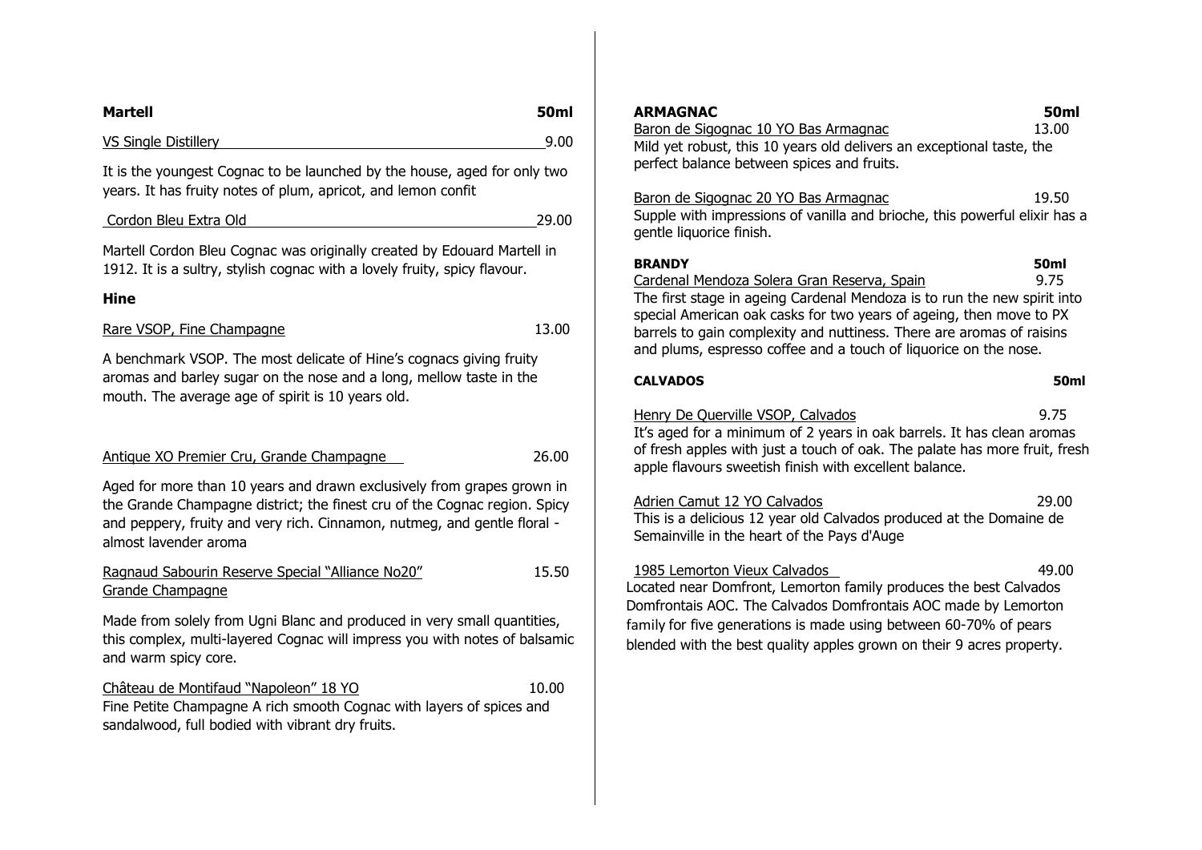**Martell** **50ml**

VS Single Distillery 9.00

It is the youngest Cognac to be launched by the house, aged for only two years. It has fruity notes of plum, apricot, and lemon confit

Cordon Bleu Extra Old 29.00

Martell Cordon Bleu Cognac was originally created by Edouard Martell in 1912. It is a sultry, stylish cognac with a lovely fruity, spicy flavour.

**Hine**

Rare VSOP, Fine Champagne 13.00

A benchmark VSOP. The most delicate of Hine's cognacs giving fruity aromas and barley sugar on the nose and a long, mellow taste in the mouth. The average age of spirit is 10 years old.

Antique XO Premier Cru, Grande Champagne 26.00

Aged for more than 10 years and drawn exclusively from grapes grown in the Grande Champagne district; the finest cru of the Cognac region. Spicy and peppery, fruity and very rich. Cinnamon, nutmeg, and gentle floral - almost lavender aroma

Ragnaud Sabourin Reserve Special "Alliance No20" Grande Champagne 15.50

Made from solely from Ugni Blanc and produced in very small quantities, this complex, multi-layered Cognac will impress you with notes of balsamic and warm spicy core.

Château de Montifaud "Napoleon" 18 YO 10.00

Fine Petite Champagne A rich smooth Cognac with layers of spices and sandalwood, full bodied with vibrant dry fruits.

**ARMAGNAC** **50ml**

Baron de Sigognac 10 YO Bas Armagnac 13.00

Mild yet robust, this 10 years old delivers an exceptional taste, the perfect balance between spices and fruits.

Baron de Sigognac 20 YO Bas Armagnac 19.50

Supple with impressions of vanilla and brioche, this powerful elixir has a gentle liquorice finish.

**BRANDY** **50ml**

Cardenal Mendoza Solera Gran Reserva, Spain 9.75

The first stage in ageing Cardenal Mendoza is to run the new spirit into special American oak casks for two years of ageing, then move to PX barrels to gain complexity and nuttiness. There are aromas of raisins and plums, espresso coffee and a touch of liquorice on the nose.

**CALVADOS** **50ml**

Henry De Querville VSOP, Calvados 9.75

It's aged for a minimum of 2 years in oak barrels. It has clean aromas of fresh apples with just a touch of oak. The palate has more fruit, fresh apple flavours sweetish finish with excellent balance.

Adrien Camut 12 YO Calvados 29.00

This is a delicious 12 year old Calvados produced at the Domaine de Semainville in the heart of the Pays d'Auge

1985 Lemorton Vieux Calvados 49.00

Located near Domfront, Lemorton family produces the best Calvados Domfrontais AOC. The Calvados Domfrontais AOC made by Lemorton family for five generations is made using between 60-70% of pears blended with the best quality apples grown on their 9 acres property.